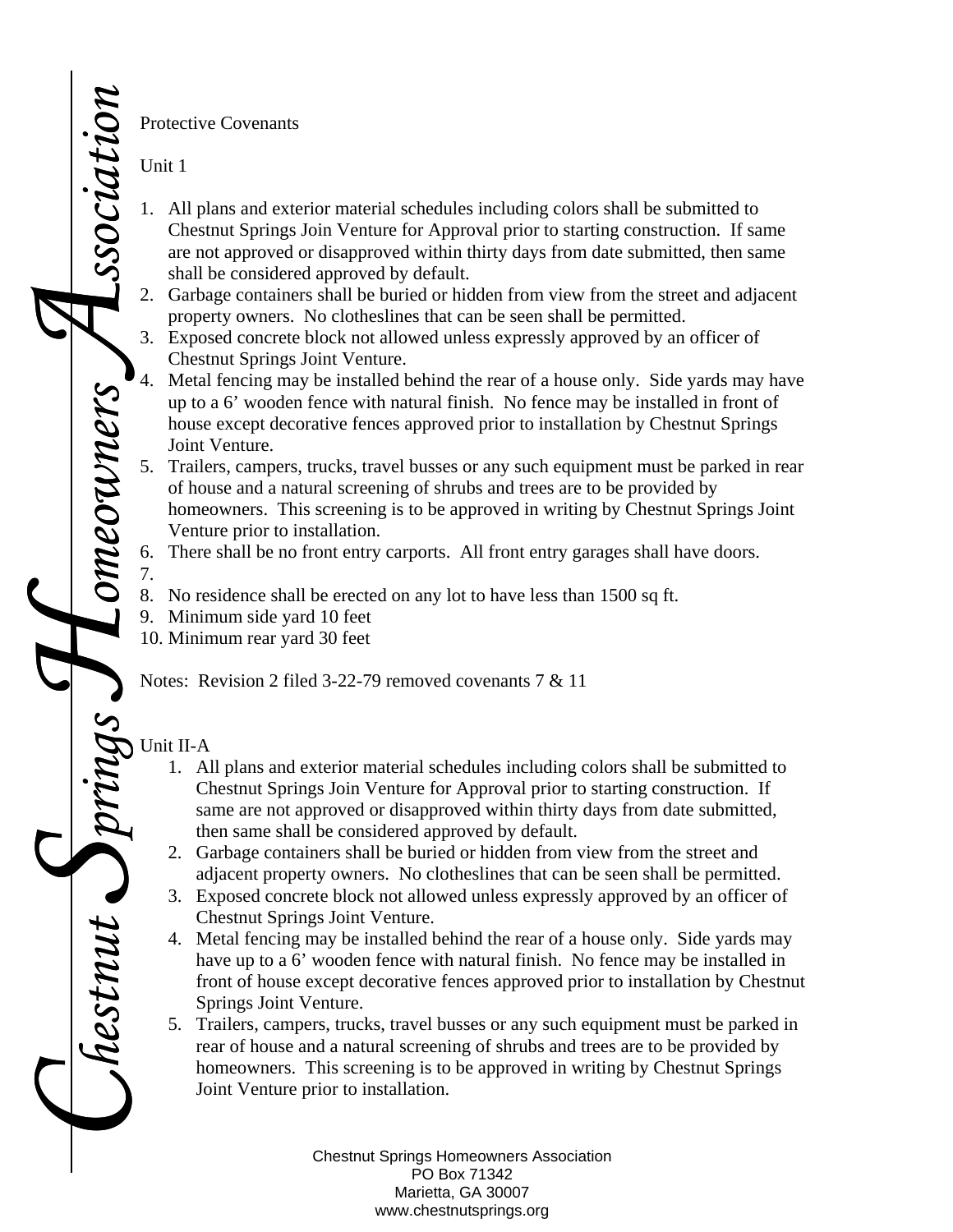Protective Covenants

Unit 1

1. All plans and exterior material schedules including colors shall be submitted to Chestnut Springs Join Venture for Approval prior to starting construction. If same are not approved or disapproved within thirty days from date submitted, then same shall be considered approved by default.
2. Garbage containers shall be buried or hidden from view from the street and adjacent property owners. No clotheslines that can be seen shall be permitted.
3. Exposed concrete block not allowed unless expressly approved by an officer of Chestnut Springs Joint Venture.
4. Metal fencing may be installed behind the rear of a house only. Side yards may have up to a 6' wooden fence with natural finish. No fence may be installed in front of house except decorative fences approved prior to installation by Chestnut Springs Joint Venture.
5. Trailers, campers, trucks, travel busses or any such equipment must be parked in rear of house and a natural screening of shrubs and trees are to be provided by homeowners. This screening is to be approved in writing by Chestnut Springs Joint Venture prior to installation.
6. There shall be no front entry carports. All front entry garages shall have doors.
7.
8. No residence shall be erected on any lot to have less than 1500 sq ft.
9. Minimum side yard 10 feet
10. Minimum rear yard 30 feet

Notes: Revision 2 filed 3-22-79 removed covenants 7 & 11

Unit II-A

1. All plans and exterior material schedules including colors shall be submitted to Chestnut Springs Join Venture for Approval prior to starting construction. If same are not approved or disapproved within thirty days from date submitted, then same shall be considered approved by default.
2. Garbage containers shall be buried or hidden from view from the street and adjacent property owners. No clotheslines that can be seen shall be permitted.
3. Exposed concrete block not allowed unless expressly approved by an officer of Chestnut Springs Joint Venture.
4. Metal fencing may be installed behind the rear of a house only. Side yards may have up to a 6' wooden fence with natural finish. No fence may be installed in front of house except decorative fences approved prior to installation by Chestnut Springs Joint Venture.
5. Trailers, campers, trucks, travel busses or any such equipment must be parked in rear of house and a natural screening of shrubs and trees are to be provided by homeowners. This screening is to be approved in writing by Chestnut Springs Joint Venture prior to installation.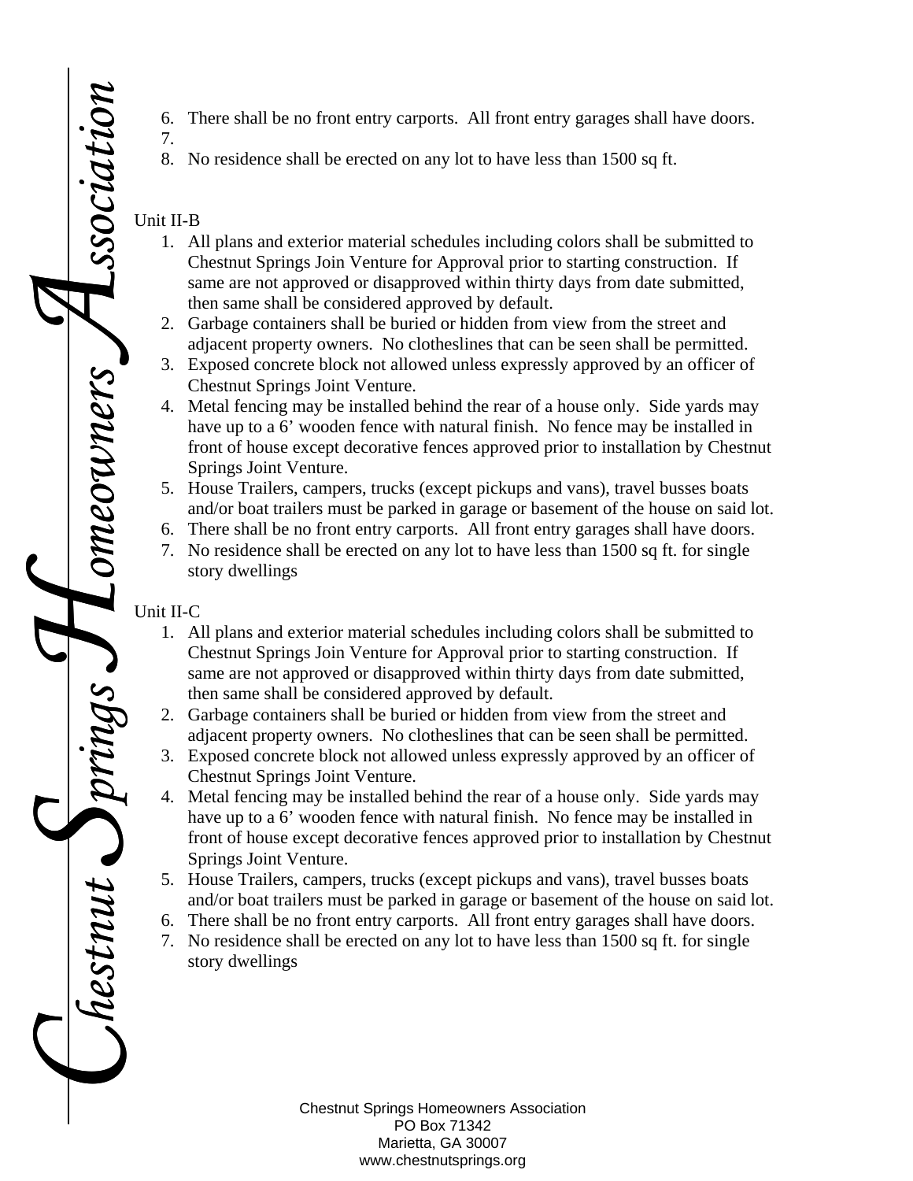6. There shall be no front entry carports. All front entry garages shall have doors.
7.
8. No residence shall be erected on any lot to have less than 1500 sq ft.

Unit II-B

1. All plans and exterior material schedules including colors shall be submitted to Chestnut Springs Join Venture for Approval prior to starting construction. If same are not approved or disapproved within thirty days from date submitted, then same shall be considered approved by default.
2. Garbage containers shall be buried or hidden from view from the street and adjacent property owners. No clotheslines that can be seen shall be permitted.
3. Exposed concrete block not allowed unless expressly approved by an officer of Chestnut Springs Joint Venture.
4. Metal fencing may be installed behind the rear of a house only. Side yards may have up to a 6' wooden fence with natural finish. No fence may be installed in front of house except decorative fences approved prior to installation by Chestnut Springs Joint Venture.
5. House Trailers, campers, trucks (except pickups and vans), travel busses boats and/or boat trailers must be parked in garage or basement of the house on said lot.
6. There shall be no front entry carports. All front entry garages shall have doors.
7. No residence shall be erected on any lot to have less than 1500 sq ft. for single story dwellings

Unit II-C

1. All plans and exterior material schedules including colors shall be submitted to Chestnut Springs Join Venture for Approval prior to starting construction. If same are not approved or disapproved within thirty days from date submitted, then same shall be considered approved by default.
2. Garbage containers shall be buried or hidden from view from the street and adjacent property owners. No clotheslines that can be seen shall be permitted.
3. Exposed concrete block not allowed unless expressly approved by an officer of Chestnut Springs Joint Venture.
4. Metal fencing may be installed behind the rear of a house only. Side yards may have up to a 6' wooden fence with natural finish. No fence may be installed in front of house except decorative fences approved prior to installation by Chestnut Springs Joint Venture.
5. House Trailers, campers, trucks (except pickups and vans), travel busses boats and/or boat trailers must be parked in garage or basement of the house on said lot.
6. There shall be no front entry carports. All front entry garages shall have doors.
7. No residence shall be erected on any lot to have less than 1500 sq ft. for single story dwellings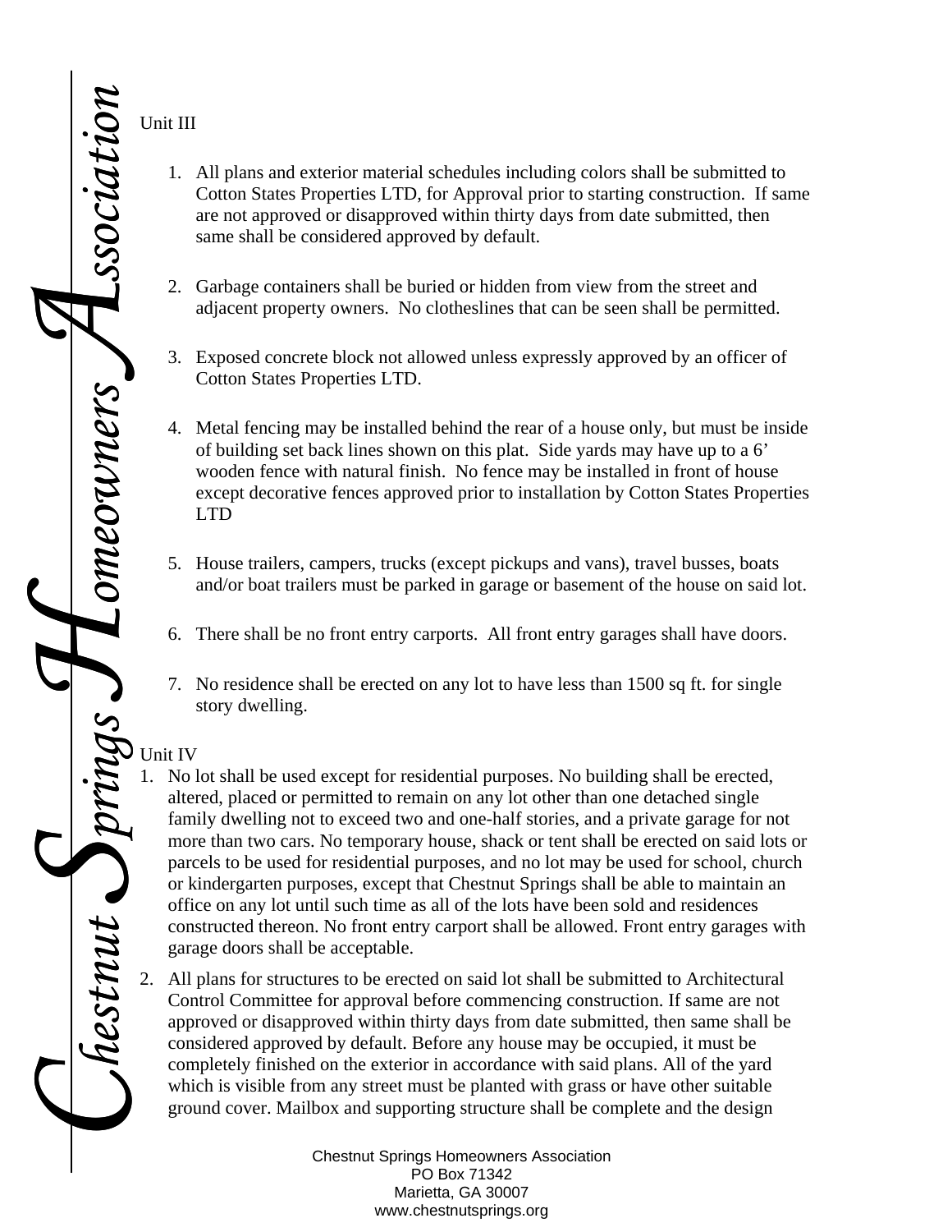Unit III

1. All plans and exterior material schedules including colors shall be submitted to Cotton States Properties LTD, for Approval prior to starting construction. If same are not approved or disapproved within thirty days from date submitted, then same shall be considered approved by default.

2. Garbage containers shall be buried or hidden from view from the street and adjacent property owners. No clotheslines that can be seen shall be permitted.

3. Exposed concrete block not allowed unless expressly approved by an officer of Cotton States Properties LTD.

4. Metal fencing may be installed behind the rear of a house only, but must be inside of building set back lines shown on this plat. Side yards may have up to a 6' wooden fence with natural finish. No fence may be installed in front of house except decorative fences approved prior to installation by Cotton States Properties LTD

5. House trailers, campers, trucks (except pickups and vans), travel busses, boats and/or boat trailers must be parked in garage or basement of the house on said lot.

6. There shall be no front entry carports. All front entry garages shall have doors.

7. No residence shall be erected on any lot to have less than 1500 sq ft. for single story dwelling.

Unit IV

1. No lot shall be used except for residential purposes. No building shall be erected, altered, placed or permitted to remain on any lot other than one detached single family dwelling not to exceed two and one-half stories, and a private garage for not more than two cars. No temporary house, shack or tent shall be erected on said lots or parcels to be used for residential purposes, and no lot may be used for school, church or kindergarten purposes, except that Chestnut Springs shall be able to maintain an office on any lot until such time as all of the lots have been sold and residences constructed thereon. No front entry carport shall be allowed. Front entry garages with garage doors shall be acceptable.

2. All plans for structures to be erected on said lot shall be submitted to Architectural Control Committee for approval before commencing construction. If same are not approved or disapproved within thirty days from date submitted, then same shall be considered approved by default. Before any house may be occupied, it must be completely finished on the exterior in accordance with said plans. All of the yard which is visible from any street must be planted with grass or have other suitable ground cover. Mailbox and supporting structure shall be complete and the design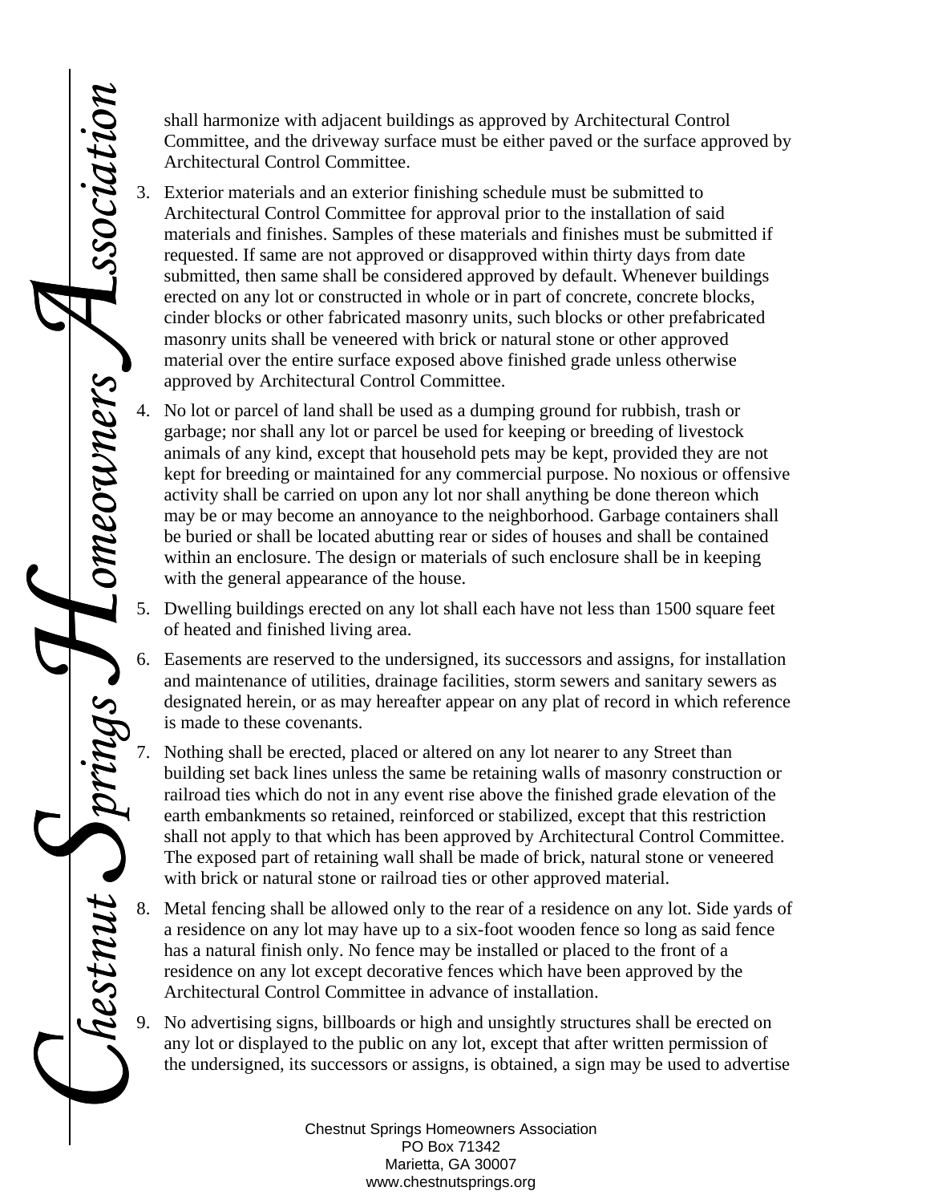shall harmonize with adjacent buildings as approved by Architectural Control Committee, and the driveway surface must be either paved or the surface approved by Architectural Control Committee.

3. Exterior materials and an exterior finishing schedule must be submitted to Architectural Control Committee for approval prior to the installation of said materials and finishes. Samples of these materials and finishes must be submitted if requested. If same are not approved or disapproved within thirty days from date submitted, then same shall be considered approved by default. Whenever buildings erected on any lot or constructed in whole or in part of concrete, concrete blocks, cinder blocks or other fabricated masonry units, such blocks or other prefabricated masonry units shall be veneered with brick or natural stone or other approved material over the entire surface exposed above finished grade unless otherwise approved by Architectural Control Committee.

4. No lot or parcel of land shall be used as a dumping ground for rubbish, trash or garbage; nor shall any lot or parcel be used for keeping or breeding of livestock animals of any kind, except that household pets may be kept, provided they are not kept for breeding or maintained for any commercial purpose. No noxious or offensive activity shall be carried on upon any lot nor shall anything be done thereon which may be or may become an annoyance to the neighborhood. Garbage containers shall be buried or shall be located abutting rear or sides of houses and shall be contained within an enclosure. The design or materials of such enclosure shall be in keeping with the general appearance of the house.

5. Dwelling buildings erected on any lot shall each have not less than 1500 square feet of heated and finished living area.

6. Easements are reserved to the undersigned, its successors and assigns, for installation and maintenance of utilities, drainage facilities, storm sewers and sanitary sewers as designated herein, or as may hereafter appear on any plat of record in which reference is made to these covenants.

7. Nothing shall be erected, placed or altered on any lot nearer to any Street than building set back lines unless the same be retaining walls of masonry construction or railroad ties which do not in any event rise above the finished grade elevation of the earth embankments so retained, reinforced or stabilized, except that this restriction shall not apply to that which has been approved by Architectural Control Committee. The exposed part of retaining wall shall be made of brick, natural stone or veneered with brick or natural stone or railroad ties or other approved material.

8. Metal fencing shall be allowed only to the rear of a residence on any lot. Side yards of a residence on any lot may have up to a six-foot wooden fence so long as said fence has a natural finish only. No fence may be installed or placed to the front of a residence on any lot except decorative fences which have been approved by the Architectural Control Committee in advance of installation.

9. No advertising signs, billboards or high and unsightly structures shall be erected on any lot or displayed to the public on any lot, except that after written permission of the undersigned, its successors or assigns, is obtained, a sign may be used to advertise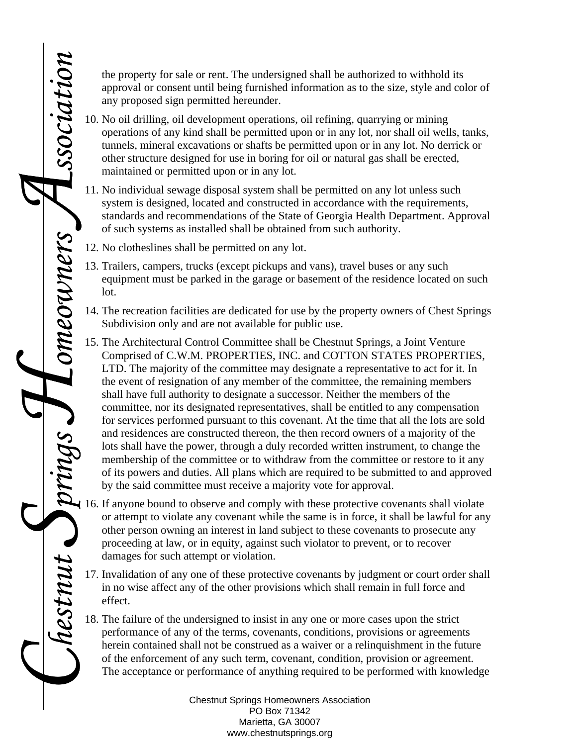the property for sale or rent. The undersigned shall be authorized to withhold its approval or consent until being furnished information as to the size, style and color of any proposed sign permitted hereunder.

10. No oil drilling, oil development operations, oil refining, quarrying or mining operations of any kind shall be permitted upon or in any lot, nor shall oil wells, tanks, tunnels, mineral excavations or shafts be permitted upon or in any lot. No derrick or other structure designed for use in boring for oil or natural gas shall be erected, maintained or permitted upon or in any lot.
11. No individual sewage disposal system shall be permitted on any lot unless such system is designed, located and constructed in accordance with the requirements, standards and recommendations of the State of Georgia Health Department. Approval of such systems as installed shall be obtained from such authority.
12. No clotheslines shall be permitted on any lot.
13. Trailers, campers, trucks (except pickups and vans), travel buses or any such equipment must be parked in the garage or basement of the residence located on such lot.
14. The recreation facilities are dedicated for use by the property owners of Chest Springs Subdivision only and are not available for public use.
15. The Architectural Control Committee shall be Chestnut Springs, a Joint Venture Comprised of C.W.M. PROPERTIES, INC. and COTTON STATES PROPERTIES, LTD. The majority of the committee may designate a representative to act for it. In the event of resignation of any member of the committee, the remaining members shall have full authority to designate a successor. Neither the members of the committee, nor its designated representatives, shall be entitled to any compensation for services performed pursuant to this covenant. At the time that all the lots are sold and residences are constructed thereon, the then record owners of a majority of the lots shall have the power, through a duly recorded written instrument, to change the membership of the committee or to withdraw from the committee or restore to it any of its powers and duties. All plans which are required to be submitted to and approved by the said committee must receive a majority vote for approval.
16. If anyone bound to observe and comply with these protective covenants shall violate or attempt to violate any covenant while the same is in force, it shall be lawful for any other person owning an interest in land subject to these covenants to prosecute any proceeding at law, or in equity, against such violator to prevent, or to recover damages for such attempt or violation.
17. Invalidation of any one of these protective covenants by judgment or court order shall in no wise affect any of the other provisions which shall remain in full force and effect.
18. The failure of the undersigned to insist in any one or more cases upon the strict performance of any of the terms, covenants, conditions, provisions or agreements herein contained shall not be construed as a waiver or a relinquishment in the future of the enforcement of any such term, covenant, condition, provision or agreement. The acceptance or performance of anything required to be performed with knowledge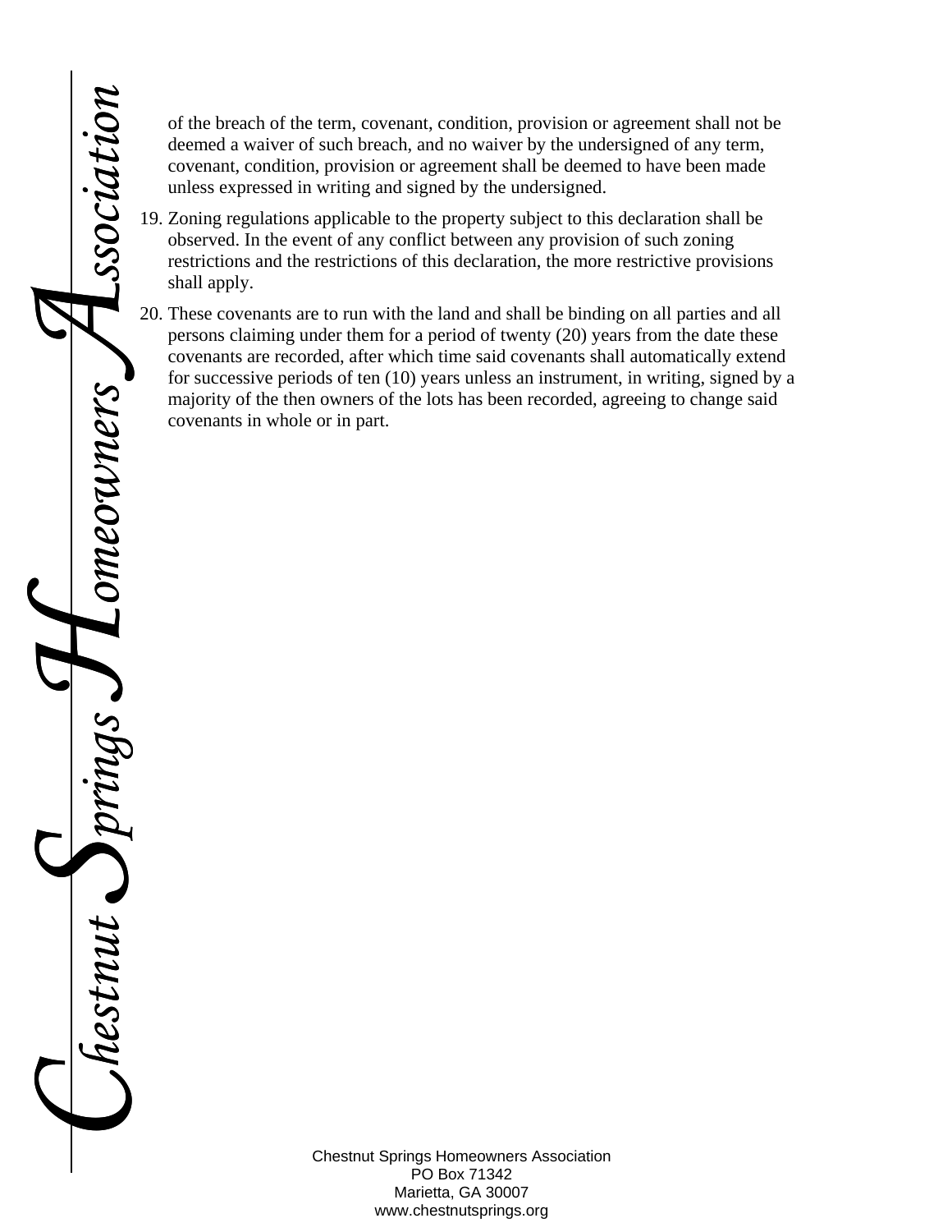of the breach of the term, covenant, condition, provision or agreement shall not be deemed a waiver of such breach, and no waiver by the undersigned of any term, covenant, condition, provision or agreement shall be deemed to have been made unless expressed in writing and signed by the undersigned.

19. Zoning regulations applicable to the property subject to this declaration shall be observed. In the event of any conflict between any provision of such zoning restrictions and the restrictions of this declaration, the more restrictive provisions shall apply.

20. These covenants are to run with the land and shall be binding on all parties and all persons claiming under them for a period of twenty (20) years from the date these covenants are recorded, after which time said covenants shall automatically extend for successive periods of ten (10) years unless an instrument, in writing, signed by a majority of the then owners of the lots has been recorded, agreeing to change said covenants in whole or in part.